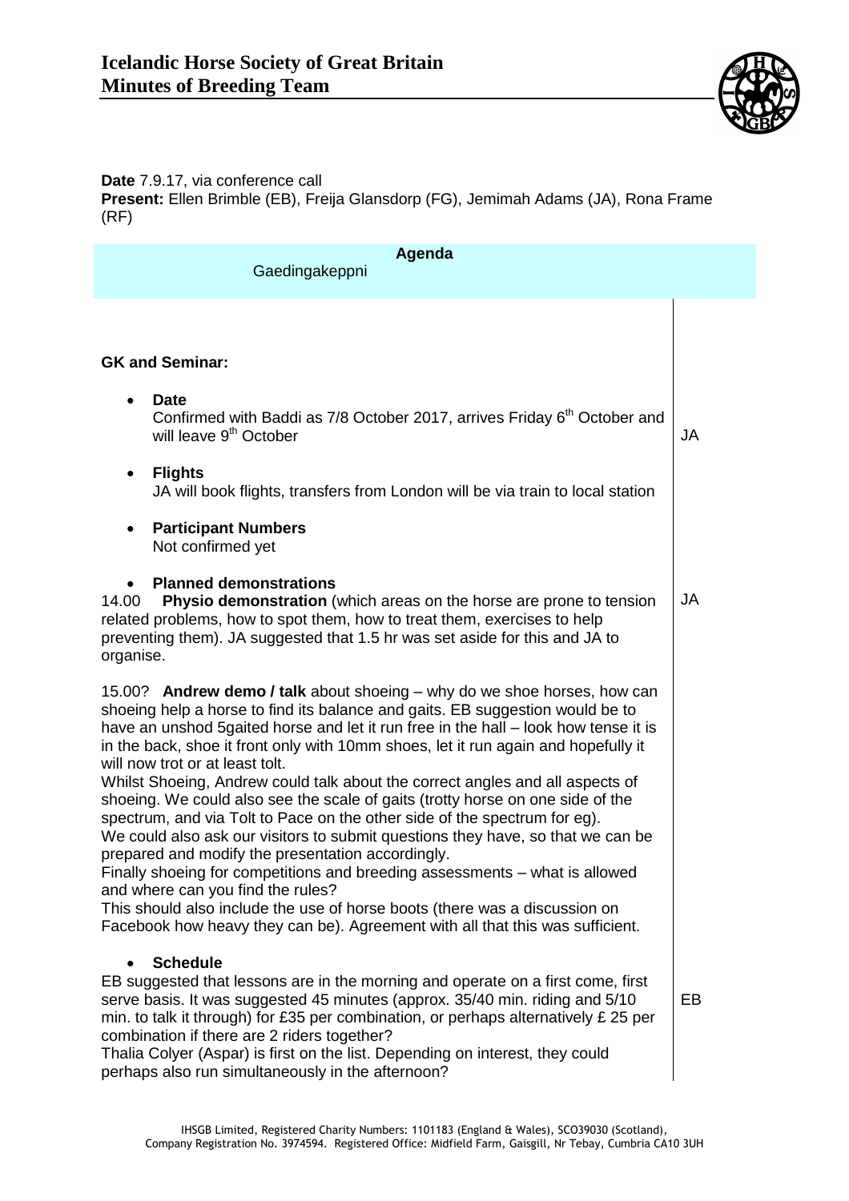# Icelandic Horse Society of Great Britain
## Minutes of Breeding Team

**Date** 7.9.17, via conference call
**Present:** Ellen Brimble (EB), Freija Glansdorp (FG), Jemimah Adams (JA), Rona Frame (RF)

| Agenda | |
|---|---|
| Gaedingakeppni | |
| **GK and Seminar:** | |
| • **Date**<br>Confirmed with Baddi as 7/8 October 2017, arrives Friday 6th October and will leave 9th October | JA |
| • **Flights**<br>JA will book flights, transfers from London will be via train to local station | |
| • **Participant Numbers**<br>Not confirmed yet | |
| • **Planned demonstrations**<br>14.00 **Physio demonstration** (which areas on the horse are prone to tension related problems, how to spot them, how to treat them, exercises to help preventing them). JA suggested that 1.5 hr was set aside for this and JA to organise. | JA |
| 15.00? **Andrew demo / talk** about shoeing – why do we shoe horses, how can shoeing help a horse to find its balance and gaits. EB suggestion would be to have an unshod 5gaited horse and let it run free in the hall – look how tense it is in the back, shoe it front only with 10mm shoes, let it run again and hopefully it will now trot or at least tolt.<br>Whilst Shoeing, Andrew could talk about the correct angles and all aspects of shoeing. We could also see the scale of gaits (trotty horse on one side of the spectrum, and via Tolt to Pace on the other side of the spectrum for eg).<br>We could also ask our visitors to submit questions they have, so that we can be prepared and modify the presentation accordingly.<br>Finally shoeing for competitions and breeding assessments – what is allowed and where can you find the rules?<br>This should also include the use of horse boots (there was a discussion on Facebook how heavy they can be). Agreement with all that this was sufficient. | |
| • **Schedule**<br>EB suggested that lessons are in the morning and operate on a first come, first serve basis. It was suggested 45 minutes (approx. 35/40 min. riding and 5/10 min. to talk it through) for £35 per combination, or perhaps alternatively £ 25 per combination if there are 2 riders together?<br>Thalia Colyer (Aspar) is first on the list. Depending on interest, they could perhaps also run simultaneously in the afternoon? | EB |

IHSGB Limited, Registered Charity Numbers: 1101183 (England & Wales), SCO39030 (Scotland), Company Registration No. 3974594. Registered Office: Midfield Farm, Gaisgill, Nr Tebay, Cumbria CA10 3UH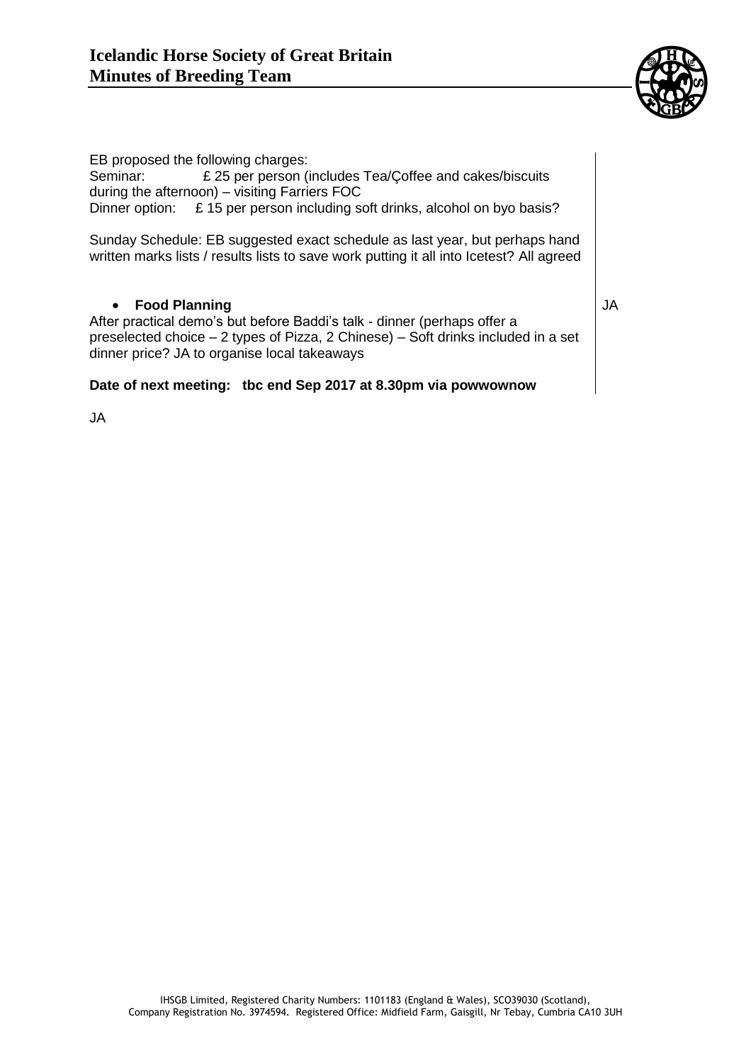EB proposed the following charges:
Seminar: £ 25 per person (includes Tea/Çoffee and cakes/biscuits during the afternoon) – visiting Farriers FOC
Dinner option: £ 15 per person including soft drinks, alcohol on byo basis?

Sunday Schedule: EB suggested exact schedule as last year, but perhaps hand written marks lists / results lists to save work putting it all into Icetest? All agreed

- **Food Planning**

After practical demo's but before Baddi's talk - dinner (perhaps offer a preselected choice – 2 types of Pizza, 2 Chinese) – Soft drinks included in a set dinner price? JA to organise local takeaways

JA

**Date of next meeting: tbc end Sep 2017 at 8.30pm via powwownow**

JA